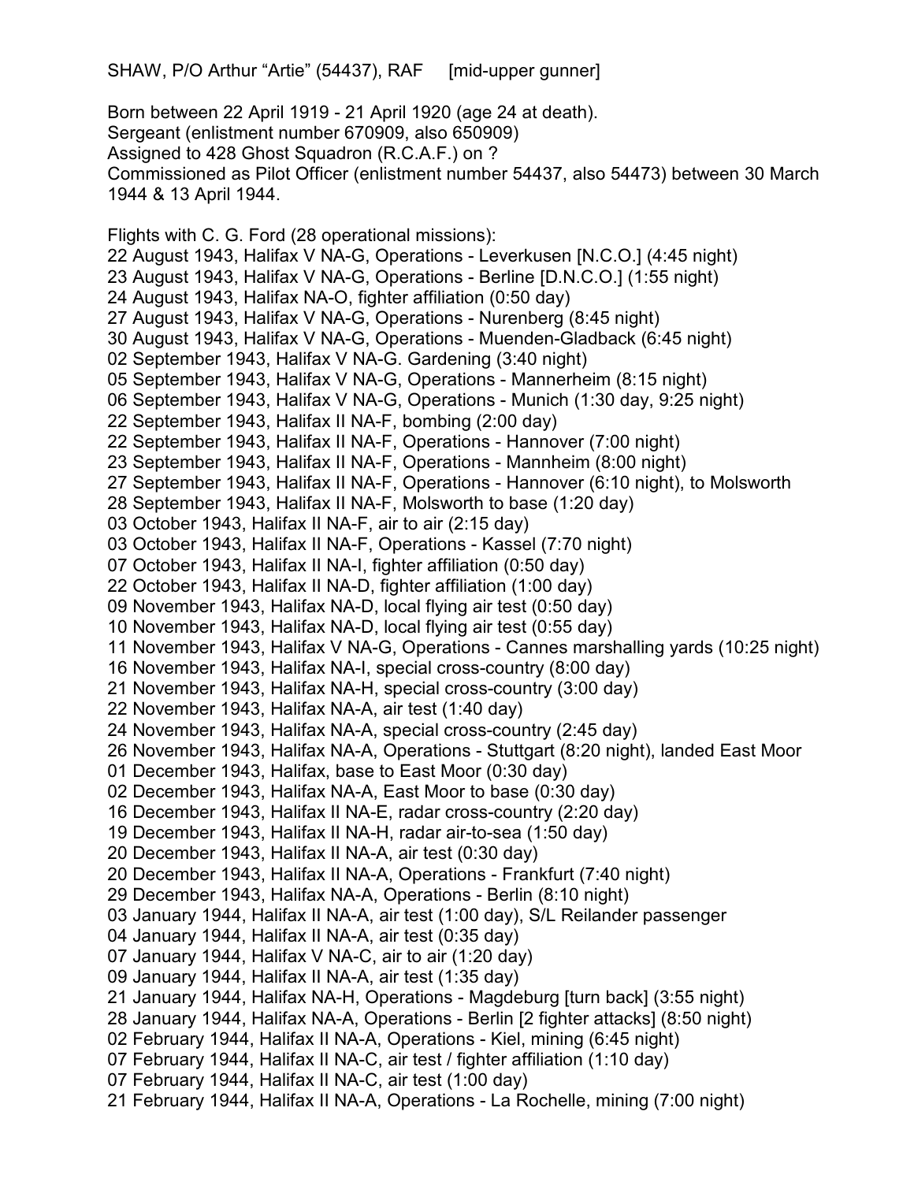SHAW, P/O Arthur “Artie” (54437), RAF [mid-upper gunner]

Born between 22 April 1919 - 21 April 1920 (age 24 at death).
Sergeant (enlistment number 670909, also 650909)
Assigned to 428 Ghost Squadron (R.C.A.F.) on ?
Commissioned as Pilot Officer (enlistment number 54437, also 54473) between 30 March 1944 & 13 April 1944.

Flights with C. G. Ford (28 operational missions):
22 August 1943, Halifax V NA-G, Operations - Leverkusen [N.C.O.] (4:45 night)
23 August 1943, Halifax V NA-G, Operations - Berline [D.N.C.O.] (1:55 night)
24 August 1943, Halifax NA-O, fighter affiliation (0:50 day)
27 August 1943, Halifax V NA-G, Operations - Nurenberg (8:45 night)
30 August 1943, Halifax V NA-G, Operations - Muenden-Gladback (6:45 night)
02 September 1943, Halifax V NA-G. Gardening (3:40 night)
05 September 1943, Halifax V NA-G, Operations - Mannerheim (8:15 night)
06 September 1943, Halifax V NA-G, Operations - Munich (1:30 day, 9:25 night)
22 September 1943, Halifax II NA-F, bombing (2:00 day)
22 September 1943, Halifax II NA-F, Operations - Hannover (7:00 night)
23 September 1943, Halifax II NA-F, Operations - Mannheim (8:00 night)
27 September 1943, Halifax II NA-F, Operations - Hannover (6:10 night), to Molsworth
28 September 1943, Halifax II NA-F, Molsworth to base (1:20 day)
03 October 1943, Halifax II NA-F, air to air (2:15 day)
03 October 1943, Halifax II NA-F, Operations - Kassel (7:70 night)
07 October 1943, Halifax II NA-I, fighter affiliation (0:50 day)
22 October 1943, Halifax II NA-D, fighter affiliation (1:00 day)
09 November 1943, Halifax NA-D, local flying air test (0:50 day)
10 November 1943, Halifax NA-D, local flying air test (0:55 day)
11 November 1943, Halifax V NA-G, Operations - Cannes marshalling yards (10:25 night)
16 November 1943, Halifax NA-I, special cross-country (8:00 day)
21 November 1943, Halifax NA-H, special cross-country (3:00 day)
22 November 1943, Halifax NA-A, air test (1:40 day)
24 November 1943, Halifax NA-A, special cross-country (2:45 day)
26 November 1943, Halifax NA-A, Operations - Stuttgart (8:20 night), landed East Moor
01 December 1943, Halifax, base to East Moor (0:30 day)
02 December 1943, Halifax NA-A, East Moor to base (0:30 day)
16 December 1943, Halifax II NA-E, radar cross-country (2:20 day)
19 December 1943, Halifax II NA-H, radar air-to-sea (1:50 day)
20 December 1943, Halifax II NA-A, air test (0:30 day)
20 December 1943, Halifax II NA-A, Operations - Frankfurt (7:40 night)
29 December 1943, Halifax NA-A, Operations - Berlin (8:10 night)
03 January 1944, Halifax II NA-A, air test (1:00 day), S/L Reilander passenger
04 January 1944, Halifax II NA-A, air test (0:35 day)
07 January 1944, Halifax V NA-C, air to air (1:20 day)
09 January 1944, Halifax II NA-A, air test (1:35 day)
21 January 1944, Halifax NA-H, Operations - Magdeburg [turn back] (3:55 night)
28 January 1944, Halifax NA-A, Operations - Berlin [2 fighter attacks] (8:50 night)
02 February 1944, Halifax II NA-A, Operations - Kiel, mining (6:45 night)
07 February 1944, Halifax II NA-C, air test / fighter affiliation (1:10 day)
07 February 1944, Halifax II NA-C, air test (1:00 day)
21 February 1944, Halifax II NA-A, Operations - La Rochelle, mining (7:00 night)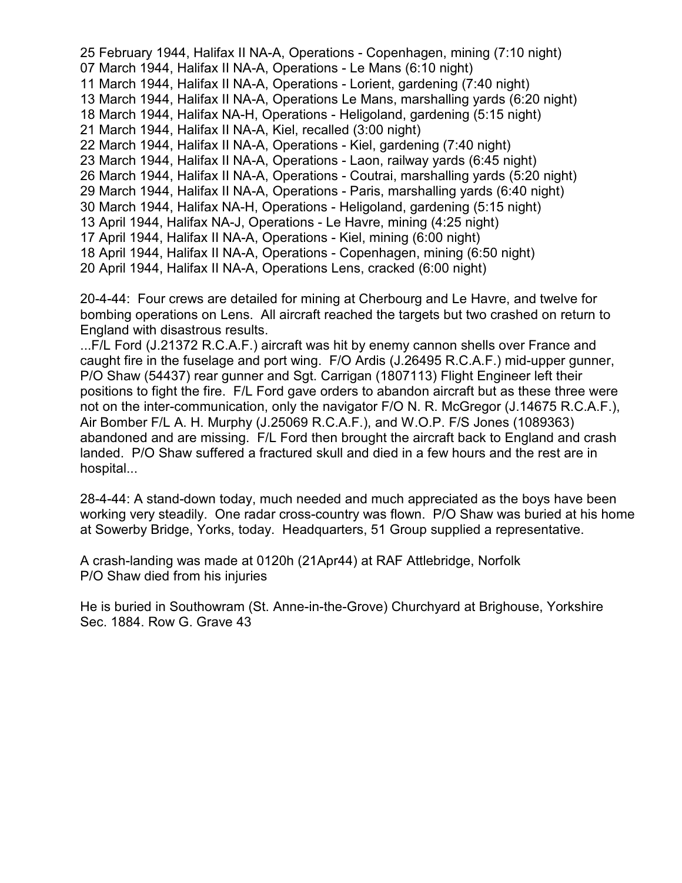25 February 1944, Halifax II NA-A, Operations - Copenhagen, mining (7:10 night)
07 March 1944, Halifax II NA-A, Operations - Le Mans (6:10 night)
11 March 1944, Halifax II NA-A, Operations - Lorient, gardening (7:40 night)
13 March 1944, Halifax II NA-A, Operations Le Mans, marshalling yards (6:20 night)
18 March 1944, Halifax NA-H, Operations - Heligoland, gardening (5:15 night)
21 March 1944, Halifax II NA-A, Kiel, recalled (3:00 night)
22 March 1944, Halifax II NA-A, Operations - Kiel, gardening (7:40 night)
23 March 1944, Halifax II NA-A, Operations - Laon, railway yards (6:45 night)
26 March 1944, Halifax II NA-A, Operations - Coutrai, marshalling yards (5:20 night)
29 March 1944, Halifax II NA-A, Operations - Paris, marshalling yards (6:40 night)
30 March 1944, Halifax NA-H, Operations - Heligoland, gardening (5:15 night)
13 April 1944, Halifax NA-J, Operations - Le Havre, mining (4:25 night)
17 April 1944, Halifax II NA-A, Operations - Kiel, mining (6:00 night)
18 April 1944, Halifax II NA-A, Operations - Copenhagen, mining (6:50 night)
20 April 1944, Halifax II NA-A, Operations Lens, cracked (6:00 night)

20-4-44: Four crews are detailed for mining at Cherbourg and Le Havre, and twelve for bombing operations on Lens. All aircraft reached the targets but two crashed on return to England with disastrous results.
...F/L Ford (J.21372 R.C.A.F.) aircraft was hit by enemy cannon shells over France and caught fire in the fuselage and port wing. F/O Ardis (J.26495 R.C.A.F.) mid-upper gunner, P/O Shaw (54437) rear gunner and Sgt. Carrigan (1807113) Flight Engineer left their positions to fight the fire. F/L Ford gave orders to abandon aircraft but as these three were not on the inter-communication, only the navigator F/O N. R. McGregor (J.14675 R.C.A.F.), Air Bomber F/L A. H. Murphy (J.25069 R.C.A.F.), and W.O.P. F/S Jones (1089363) abandoned and are missing. F/L Ford then brought the aircraft back to England and crash landed. P/O Shaw suffered a fractured skull and died in a few hours and the rest are in hospital...

28-4-44: A stand-down today, much needed and much appreciated as the boys have been working very steadily. One radar cross-country was flown. P/O Shaw was buried at his home at Sowerby Bridge, Yorks, today. Headquarters, 51 Group supplied a representative.

A crash-landing was made at 0120h (21Apr44) at RAF Attlebridge, Norfolk
P/O Shaw died from his injuries

He is buried in Southowram (St. Anne-in-the-Grove) Churchyard at Brighouse, Yorkshire
Sec. 1884. Row G. Grave 43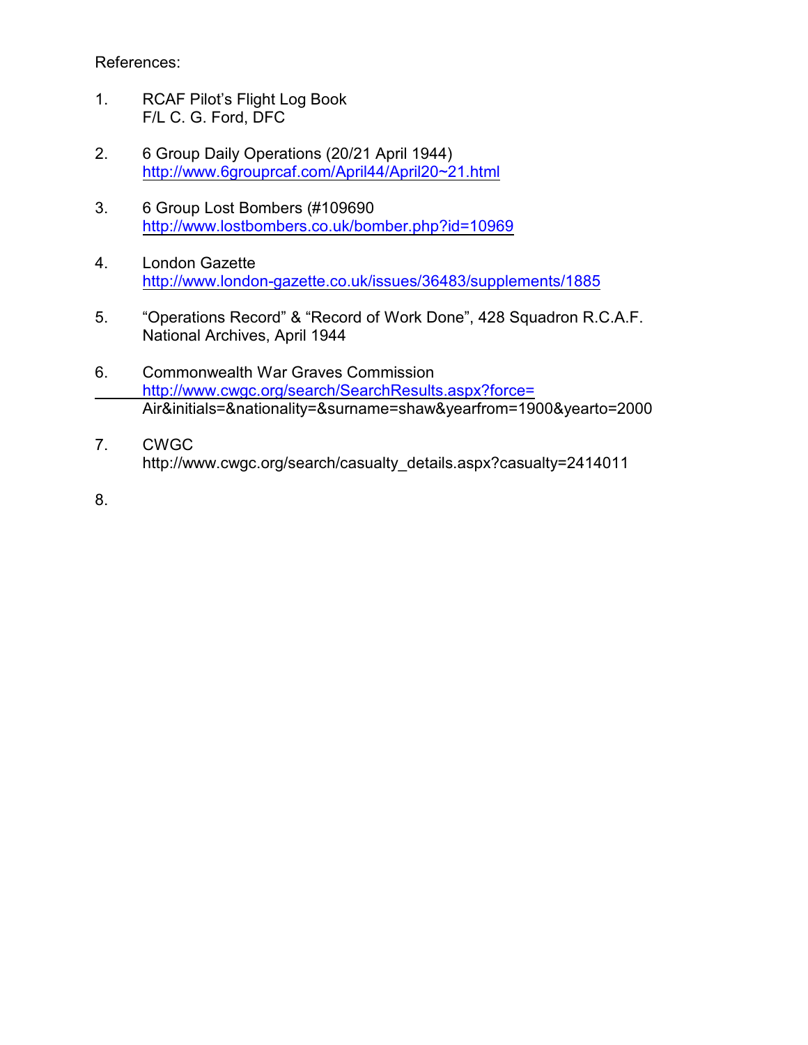References:

1. RCAF Pilot's Flight Log Book
   F/L C. G. Ford, DFC

2. 6 Group Daily Operations (20/21 April 1944)
   http://www.6grouprcaf.com/April44/April20~21.html

3. 6 Group Lost Bombers (#109690
   http://www.lostbombers.co.uk/bomber.php?id=10969

4. London Gazette
   http://www.london-gazette.co.uk/issues/36483/supplements/1885

5. "Operations Record" & "Record of Work Done", 428 Squadron R.C.A.F.
   National Archives, April 1944

6. Commonwealth War Graves Commission
   http://www.cwgc.org/search/SearchResults.aspx?force=
   Air&initials=&nationality=&surname=shaw&yearfrom=1900&yearto=2000

7. CWGC
   http://www.cwgc.org/search/casualty_details.aspx?casualty=2414011

8.